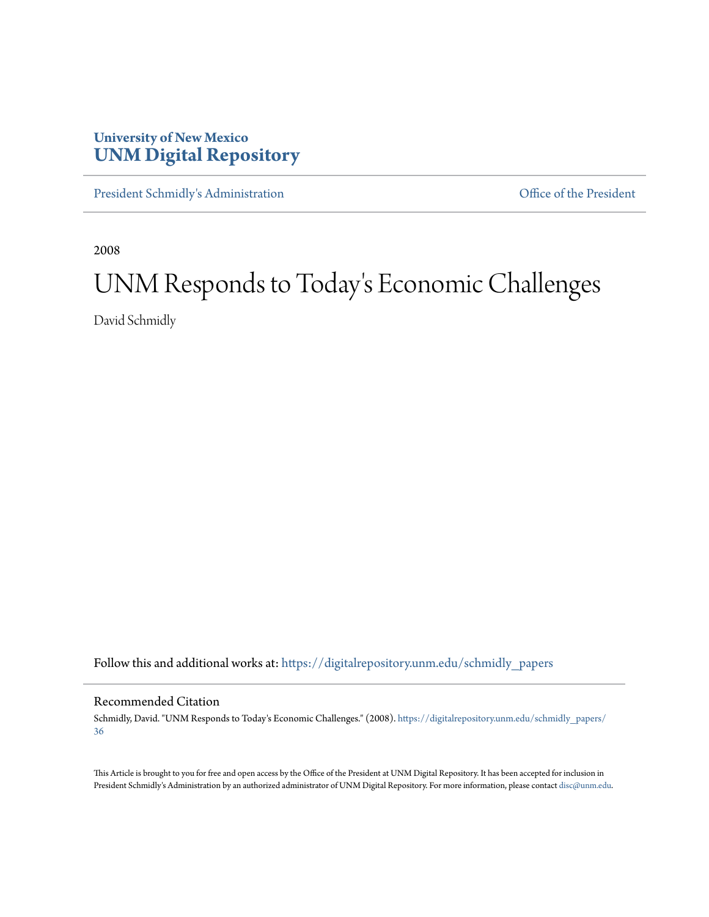**University of New Mexico**
**UNM Digital Repository**

President Schmidly's Administration | Office of the President

2008

# UNM Responds to Today's Economic Challenges

David Schmidly

Follow this and additional works at: https://digitalrepository.unm.edu/schmidly_papers

## Recommended Citation

Schmidly, David. "UNM Responds to Today's Economic Challenges." (2008). https://digitalrepository.unm.edu/schmidly_papers/36

This Article is brought to you for free and open access by the Office of the President at UNM Digital Repository. It has been accepted for inclusion in President Schmidly's Administration by an authorized administrator of UNM Digital Repository. For more information, please contact disc@unm.edu.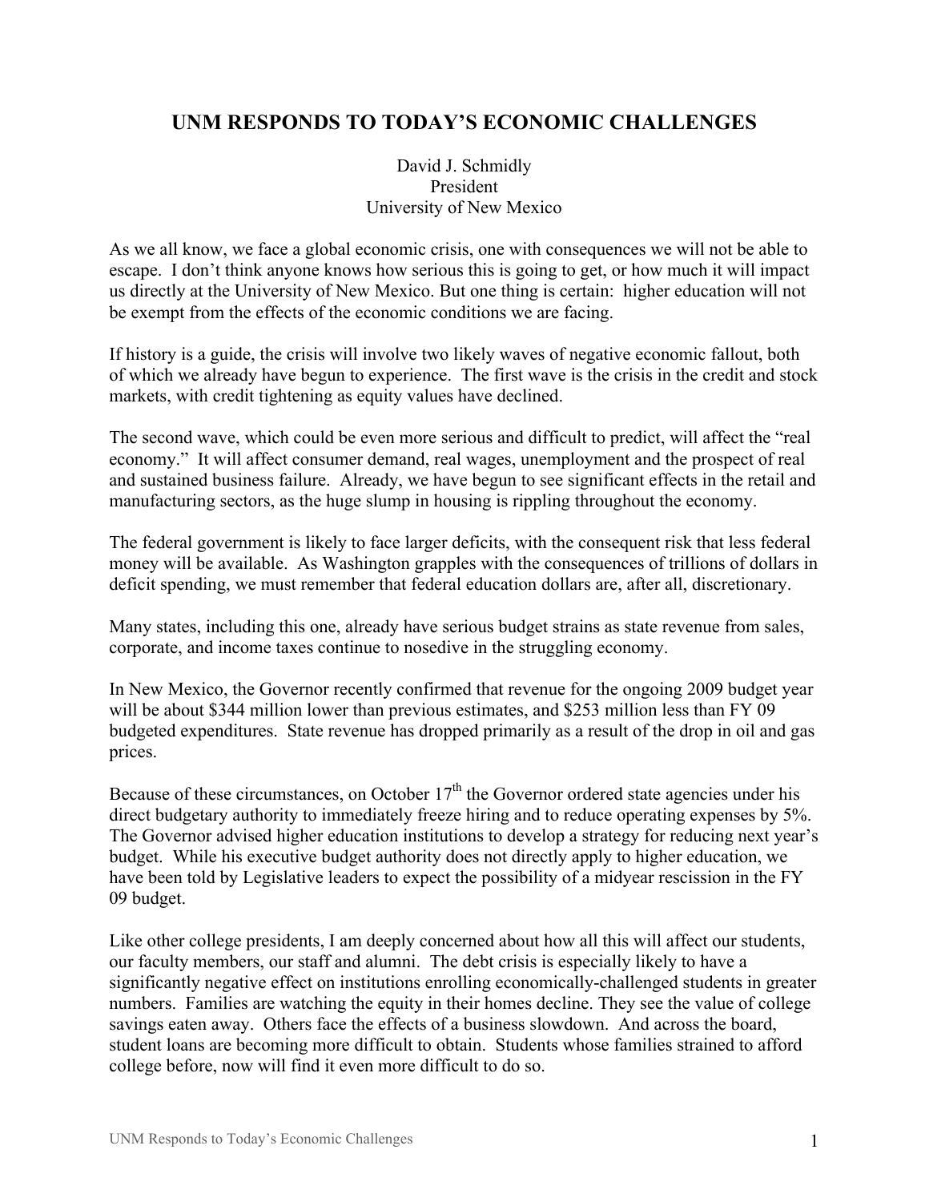# UNM RESPONDS TO TODAY'S ECONOMIC CHALLENGES

David J. Schmidly
President
University of New Mexico

As we all know, we face a global economic crisis, one with consequences we will not be able to escape. I don't think anyone knows how serious this is going to get, or how much it will impact us directly at the University of New Mexico. But one thing is certain: higher education will not be exempt from the effects of the economic conditions we are facing.

If history is a guide, the crisis will involve two likely waves of negative economic fallout, both of which we already have begun to experience. The first wave is the crisis in the credit and stock markets, with credit tightening as equity values have declined.

The second wave, which could be even more serious and difficult to predict, will affect the "real economy." It will affect consumer demand, real wages, unemployment and the prospect of real and sustained business failure. Already, we have begun to see significant effects in the retail and manufacturing sectors, as the huge slump in housing is rippling throughout the economy.

The federal government is likely to face larger deficits, with the consequent risk that less federal money will be available. As Washington grapples with the consequences of trillions of dollars in deficit spending, we must remember that federal education dollars are, after all, discretionary.

Many states, including this one, already have serious budget strains as state revenue from sales, corporate, and income taxes continue to nosedive in the struggling economy.

In New Mexico, the Governor recently confirmed that revenue for the ongoing 2009 budget year will be about $344 million lower than previous estimates, and $253 million less than FY 09 budgeted expenditures. State revenue has dropped primarily as a result of the drop in oil and gas prices.

Because of these circumstances, on October 17th the Governor ordered state agencies under his direct budgetary authority to immediately freeze hiring and to reduce operating expenses by 5%. The Governor advised higher education institutions to develop a strategy for reducing next year's budget. While his executive budget authority does not directly apply to higher education, we have been told by Legislative leaders to expect the possibility of a midyear rescission in the FY 09 budget.

Like other college presidents, I am deeply concerned about how all this will affect our students, our faculty members, our staff and alumni. The debt crisis is especially likely to have a significantly negative effect on institutions enrolling economically-challenged students in greater numbers. Families are watching the equity in their homes decline. They see the value of college savings eaten away. Others face the effects of a business slowdown. And across the board, student loans are becoming more difficult to obtain. Students whose families strained to afford college before, now will find it even more difficult to do so.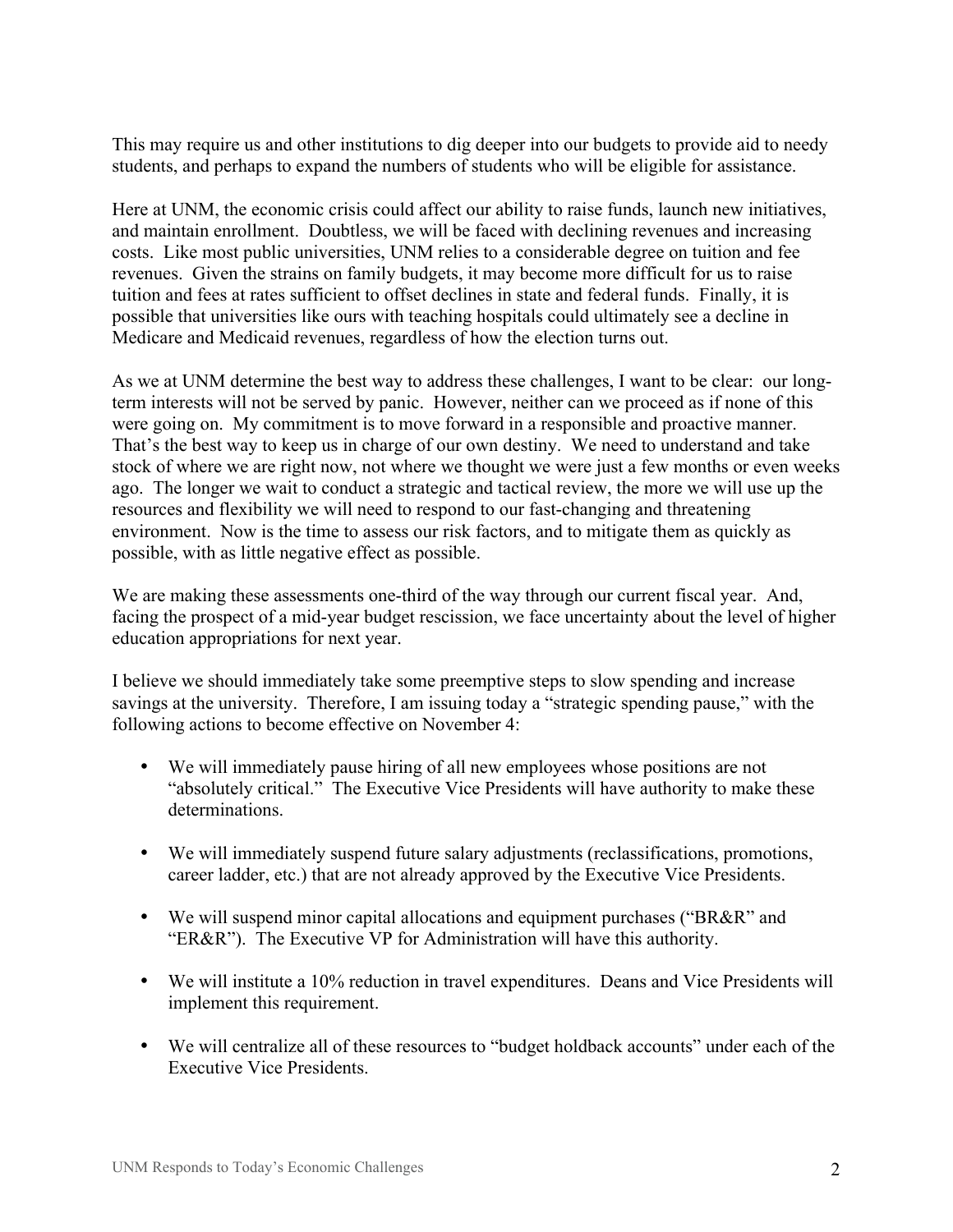This may require us and other institutions to dig deeper into our budgets to provide aid to needy students, and perhaps to expand the numbers of students who will be eligible for assistance.

Here at UNM, the economic crisis could affect our ability to raise funds, launch new initiatives, and maintain enrollment. Doubtless, we will be faced with declining revenues and increasing costs. Like most public universities, UNM relies to a considerable degree on tuition and fee revenues. Given the strains on family budgets, it may become more difficult for us to raise tuition and fees at rates sufficient to offset declines in state and federal funds. Finally, it is possible that universities like ours with teaching hospitals could ultimately see a decline in Medicare and Medicaid revenues, regardless of how the election turns out.

As we at UNM determine the best way to address these challenges, I want to be clear: our long-term interests will not be served by panic. However, neither can we proceed as if none of this were going on. My commitment is to move forward in a responsible and proactive manner. That's the best way to keep us in charge of our own destiny. We need to understand and take stock of where we are right now, not where we thought we were just a few months or even weeks ago. The longer we wait to conduct a strategic and tactical review, the more we will use up the resources and flexibility we will need to respond to our fast-changing and threatening environment. Now is the time to assess our risk factors, and to mitigate them as quickly as possible, with as little negative effect as possible.

We are making these assessments one-third of the way through our current fiscal year. And, facing the prospect of a mid-year budget rescission, we face uncertainty about the level of higher education appropriations for next year.

I believe we should immediately take some preemptive steps to slow spending and increase savings at the university. Therefore, I am issuing today a "strategic spending pause," with the following actions to become effective on November 4:

- We will immediately pause hiring of all new employees whose positions are not "absolutely critical." The Executive Vice Presidents will have authority to make these determinations.

- We will immediately suspend future salary adjustments (reclassifications, promotions, career ladder, etc.) that are not already approved by the Executive Vice Presidents.

- We will suspend minor capital allocations and equipment purchases ("BR&R" and "ER&R"). The Executive VP for Administration will have this authority.

- We will institute a 10% reduction in travel expenditures. Deans and Vice Presidents will implement this requirement.

- We will centralize all of these resources to "budget holdback accounts" under each of the Executive Vice Presidents.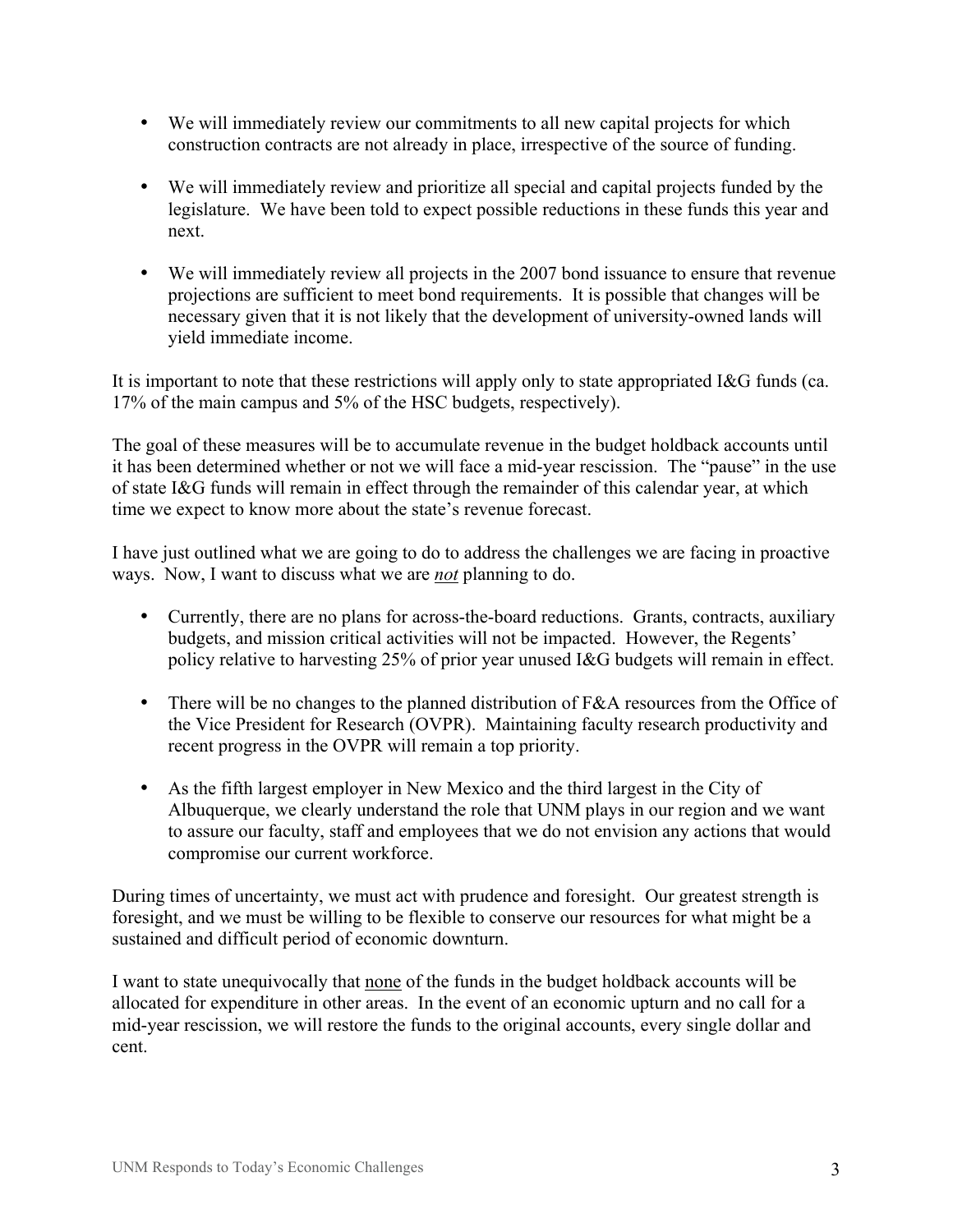- We will immediately review our commitments to all new capital projects for which construction contracts are not already in place, irrespective of the source of funding.

- We will immediately review and prioritize all special and capital projects funded by the legislature. We have been told to expect possible reductions in these funds this year and next.

- We will immediately review all projects in the 2007 bond issuance to ensure that revenue projections are sufficient to meet bond requirements. It is possible that changes will be necessary given that it is not likely that the development of university-owned lands will yield immediate income.

It is important to note that these restrictions will apply only to state appropriated I&G funds (ca. 17% of the main campus and 5% of the HSC budgets, respectively).

The goal of these measures will be to accumulate revenue in the budget holdback accounts until it has been determined whether or not we will face a mid-year rescission. The "pause" in the use of state I&G funds will remain in effect through the remainder of this calendar year, at which time we expect to know more about the state's revenue forecast.

I have just outlined what we are going to do to address the challenges we are facing in proactive ways. Now, I want to discuss what we are ***not*** planning to do.

- Currently, there are no plans for across-the-board reductions. Grants, contracts, auxiliary budgets, and mission critical activities will not be impacted. However, the Regents' policy relative to harvesting 25% of prior year unused I&G budgets will remain in effect.

- There will be no changes to the planned distribution of F&A resources from the Office of the Vice President for Research (OVPR). Maintaining faculty research productivity and recent progress in the OVPR will remain a top priority.

- As the fifth largest employer in New Mexico and the third largest in the City of Albuquerque, we clearly understand the role that UNM plays in our region and we want to assure our faculty, staff and employees that we do not envision any actions that would compromise our current workforce.

During times of uncertainty, we must act with prudence and foresight. Our greatest strength is foresight, and we must be willing to be flexible to conserve our resources for what might be a sustained and difficult period of economic downturn.

I want to state unequivocally that <u>none</u> of the funds in the budget holdback accounts will be allocated for expenditure in other areas. In the event of an economic upturn and no call for a mid-year rescission, we will restore the funds to the original accounts, every single dollar and cent.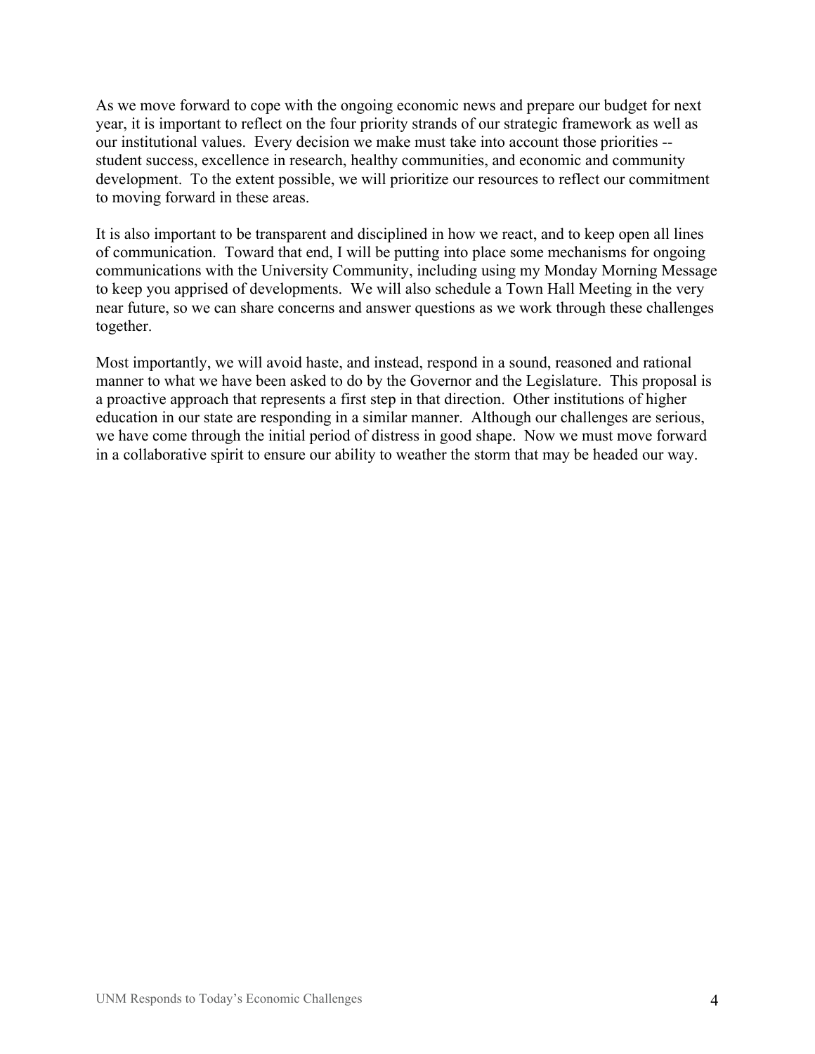As we move forward to cope with the ongoing economic news and prepare our budget for next year, it is important to reflect on the four priority strands of our strategic framework as well as our institutional values. Every decision we make must take into account those priorities -- student success, excellence in research, healthy communities, and economic and community development. To the extent possible, we will prioritize our resources to reflect our commitment to moving forward in these areas.

It is also important to be transparent and disciplined in how we react, and to keep open all lines of communication. Toward that end, I will be putting into place some mechanisms for ongoing communications with the University Community, including using my Monday Morning Message to keep you apprised of developments. We will also schedule a Town Hall Meeting in the very near future, so we can share concerns and answer questions as we work through these challenges together.

Most importantly, we will avoid haste, and instead, respond in a sound, reasoned and rational manner to what we have been asked to do by the Governor and the Legislature. This proposal is a proactive approach that represents a first step in that direction. Other institutions of higher education in our state are responding in a similar manner. Although our challenges are serious, we have come through the initial period of distress in good shape. Now we must move forward in a collaborative spirit to ensure our ability to weather the storm that may be headed our way.